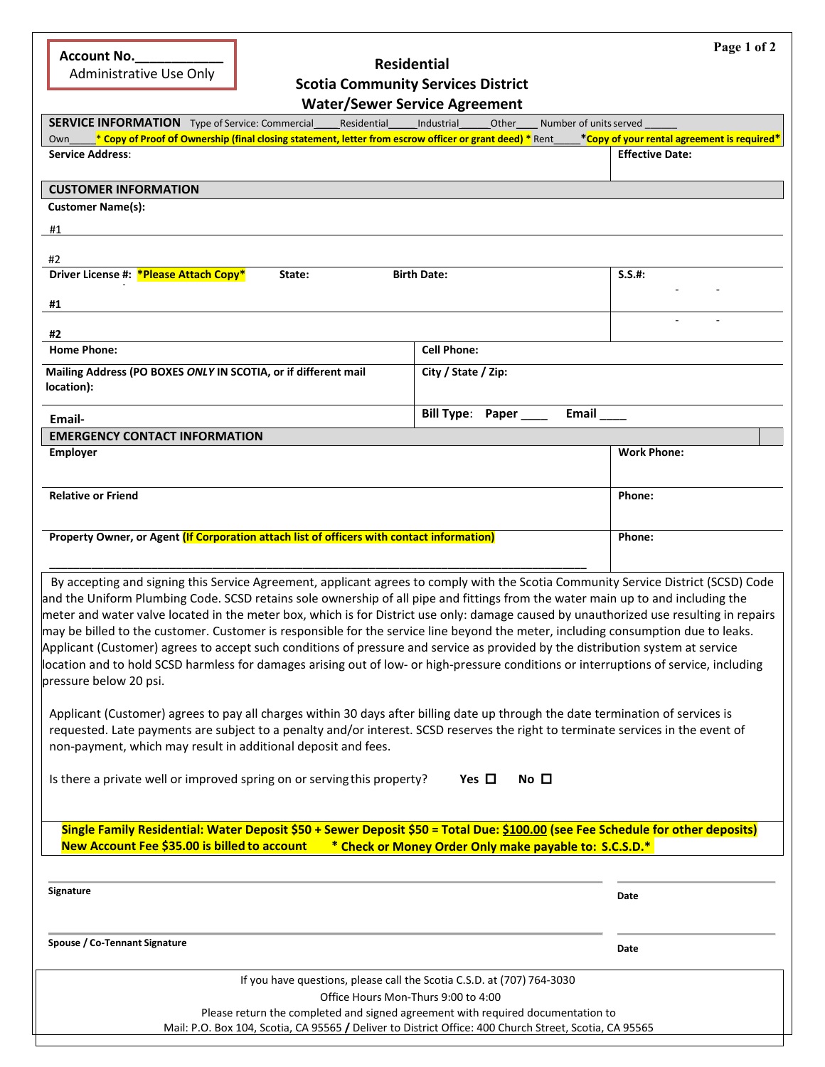**Account No.____________**
Administrative Use Only

# Residential
# Scotia Community Services District
# Water/Sewer Service Agreement

## SERVICE INFORMATION

Type of Service: Commercial_____ Residential_____ Industrial_____ Other____ Number of units served ______

Own_____ * Copy of Proof of Ownership (final closing statement, letter from escrow officer or grant deed) * Rent_____ *Copy of your rental agreement is required*

| Service Address: | Effective Date: |
|---|---|

## CUSTOMER INFORMATION

**Customer Name(s):**

#1

#2

| Driver License #: *Please Attach Copy* | State: | Birth Date: | S.S.#: |
|---|---|---|---|
| #1 | | | - - |
| #2 | | | - - |

| Home Phone: | Cell Phone: |
|---|---|
| Mailing Address (PO BOXES *ONLY* IN SCOTIA, or if different mail location): | City / State / Zip: |
| Email- | Bill Type: Paper ____ Email ____ |

## EMERGENCY CONTACT INFORMATION

| Employer | Work Phone: |
|---|---|
| Relative or Friend | Phone: |
| Property Owner, or Agent (If Corporation attach list of officers with contact information) ______________________________________________ | Phone: |

By accepting and signing this Service Agreement, applicant agrees to comply with the Scotia Community Service District (SCSD) Code and the Uniform Plumbing Code. SCSD retains sole ownership of all pipe and fittings from the water main up to and including the meter and water valve located in the meter box, which is for District use only: damage caused by unauthorized use resulting in repairs may be billed to the customer. Customer is responsible for the service line beyond the meter, including consumption due to leaks. Applicant (Customer) agrees to accept such conditions of pressure and service as provided by the distribution system at service location and to hold SCSD harmless for damages arising out of low- or high-pressure conditions or interruptions of service, including pressure below 20 psi.

Applicant (Customer) agrees to pay all charges within 30 days after billing date up through the date termination of services is requested. Late payments are subject to a penalty and/or interest. SCSD reserves the right to terminate services in the event of non-payment, which may result in additional deposit and fees.

Is there a private well or improved spring on or serving this property? **Yes** ☐ **No** ☐

**Single Family Residential: Water Deposit $50 + Sewer Deposit $50 = Total Due: $100.00 (see Fee Schedule for other deposits)**
**New Account Fee $35.00 is billed to account * Check or Money Order Only make payable to: S.C.S.D.***

_______________________________________________ ____________________
**Signature** **Date**

_______________________________________________ ____________________
**Spouse / Co-Tennant Signature** **Date**

If you have questions, please call the Scotia C.S.D. at (707) 764-3030
Office Hours Mon-Thurs 9:00 to 4:00
Please return the completed and signed agreement with required documentation to
Mail: P.O. Box 104, Scotia, CA 95565 / Deliver to District Office: 400 Church Street, Scotia, CA 95565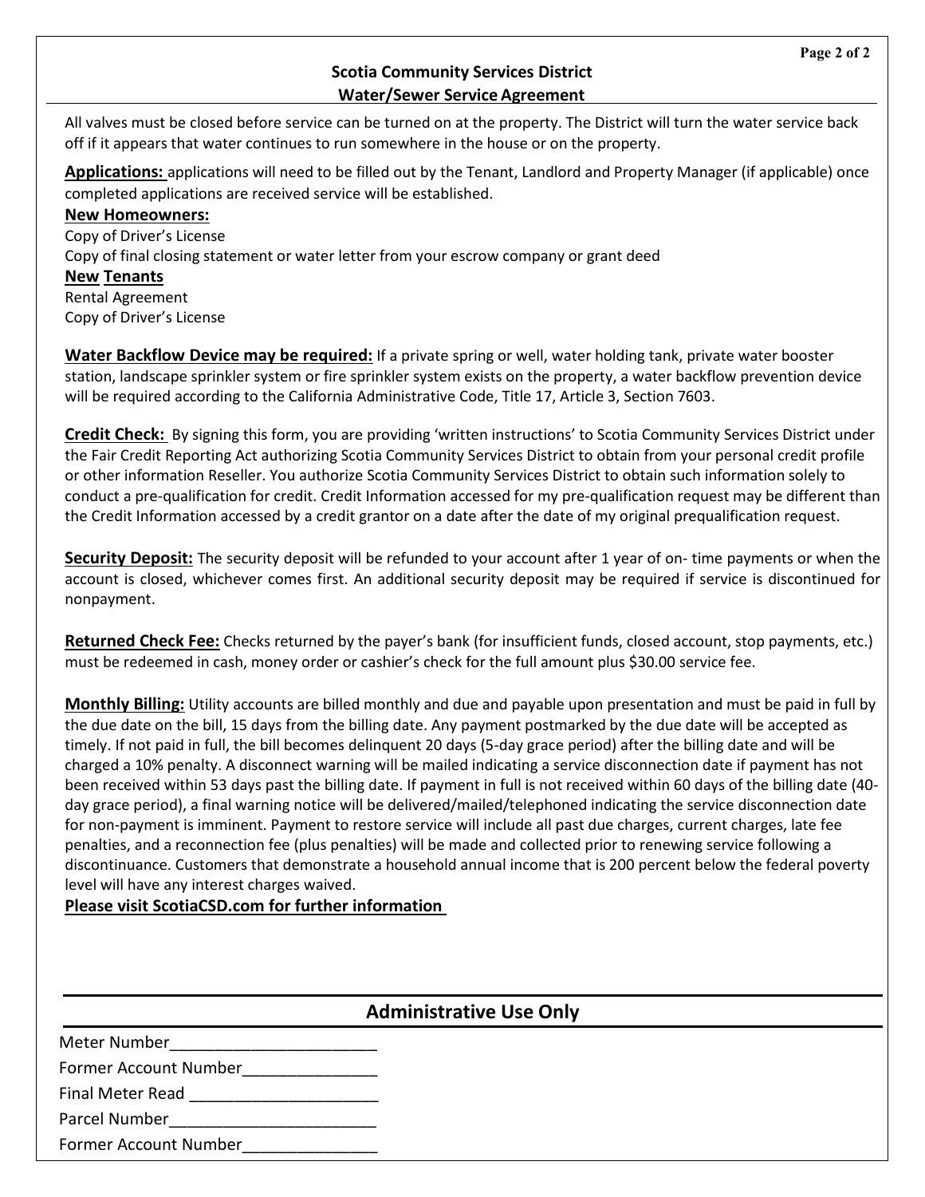## Scotia Community Services District
## Water/Sewer Service Agreement

All valves must be closed before service can be turned on at the property. The District will turn the water service back off if it appears that water continues to run somewhere in the house or on the property.

**Applications:** applications will need to be filled out by the Tenant, Landlord and Property Manager (if applicable) once completed applications are received service will be established.

**New Homeowners:**
Copy of Driver's License
Copy of final closing statement or water letter from your escrow company or grant deed

**New Tenants**
Rental Agreement
Copy of Driver's License

**Water Backflow Device may be required:** If a private spring or well, water holding tank, private water booster station, landscape sprinkler system or fire sprinkler system exists on the property, a water backflow prevention device will be required according to the California Administrative Code, Title 17, Article 3, Section 7603.

**Credit Check:** By signing this form, you are providing 'written instructions' to Scotia Community Services District under the Fair Credit Reporting Act authorizing Scotia Community Services District to obtain from your personal credit profile or other information Reseller. You authorize Scotia Community Services District to obtain such information solely to conduct a pre-qualification for credit. Credit Information accessed for my pre-qualification request may be different than the Credit Information accessed by a credit grantor on a date after the date of my original prequalification request.

**Security Deposit:** The security deposit will be refunded to your account after 1 year of on- time payments or when the account is closed, whichever comes first. An additional security deposit may be required if service is discontinued for nonpayment.

**Returned Check Fee:** Checks returned by the payer's bank (for insufficient funds, closed account, stop payments, etc.) must be redeemed in cash, money order or cashier's check for the full amount plus $30.00 service fee.

**Monthly Billing:** Utility accounts are billed monthly and due and payable upon presentation and must be paid in full by the due date on the bill, 15 days from the billing date. Any payment postmarked by the due date will be accepted as timely. If not paid in full, the bill becomes delinquent 20 days (5-day grace period) after the billing date and will be charged a 10% penalty. A disconnect warning will be mailed indicating a service disconnection date if payment has not been received within 53 days past the billing date. If payment in full is not received within 60 days of the billing date (40-day grace period), a final warning notice will be delivered/mailed/telephoned indicating the service disconnection date for non-payment is imminent. Payment to restore service will include all past due charges, current charges, late fee penalties, and a reconnection fee (plus penalties) will be made and collected prior to renewing service following a discontinuance. Customers that demonstrate a household annual income that is 200 percent below the federal poverty level will have any interest charges waived.

**Please visit ScotiaCSD.com for further information**

## Administrative Use Only

Meter Number_______________________

Former Account Number_______________

Final Meter Read _____________________

Parcel Number_______________________

Former Account Number_______________